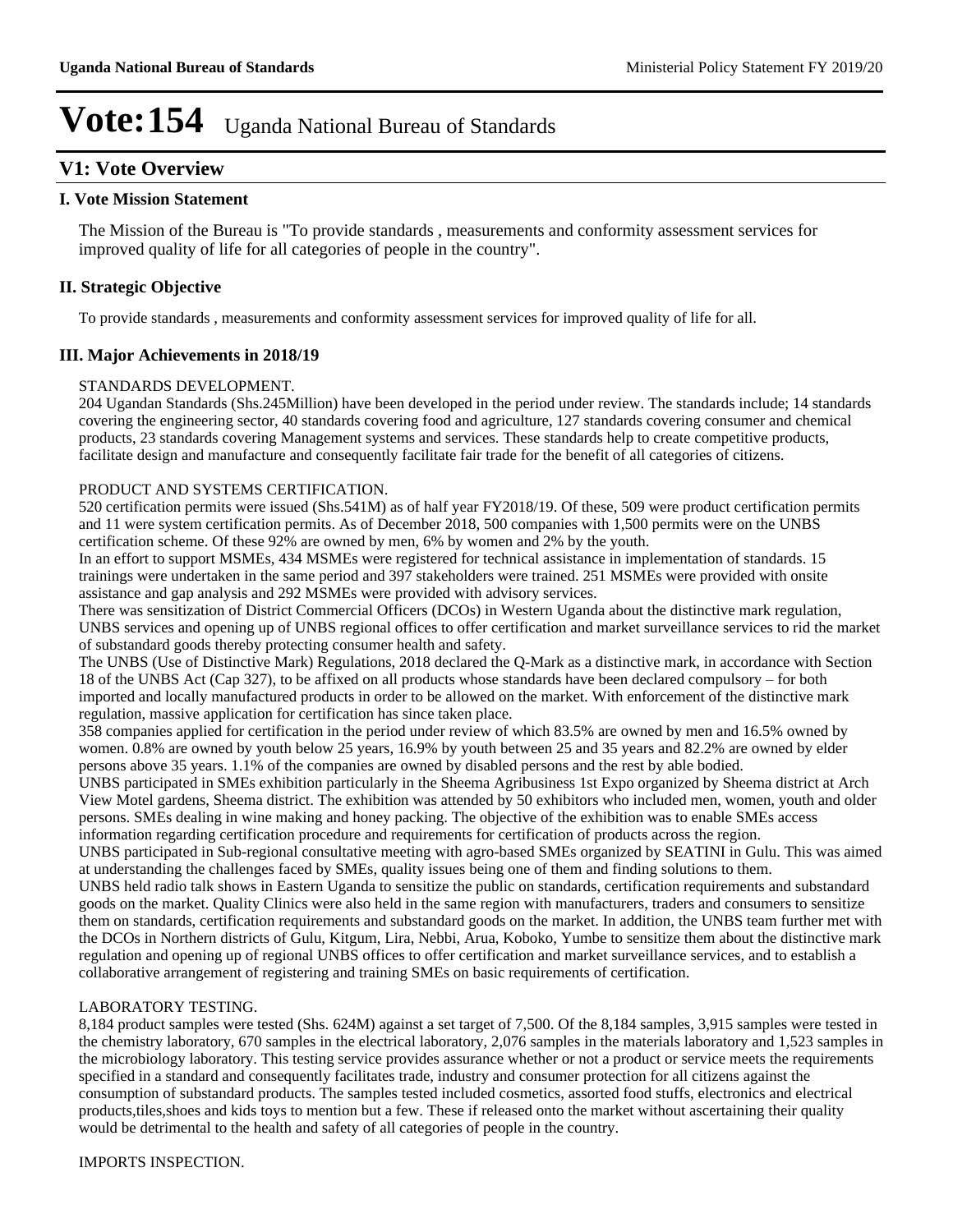# Vote:154 Uganda National Bureau of Standards

## V1: Vote Overview

### I. Vote Mission Statement

The Mission of the Bureau is "To provide standards , measurements and conformity assessment services for improved quality of life for all categories of people in the country".

### II. Strategic Objective

To provide standards , measurements and conformity assessment services for improved quality of life for all.

### III. Major Achievements in 2018/19

STANDARDS DEVELOPMENT.

204 Ugandan Standards (Shs.245Million) have been developed in the period under review. The standards include; 14 standards covering the engineering sector, 40 standards covering food and agriculture, 127 standards covering consumer and chemical products, 23 standards covering Management systems and services. These standards help to create competitive products, facilitate design and manufacture and consequently facilitate fair trade for the benefit of all categories of citizens.

PRODUCT AND SYSTEMS CERTIFICATION.

520 certification permits were issued (Shs.541M) as of half year FY2018/19. Of these, 509 were product certification permits and 11 were system certification permits. As of December 2018, 500 companies with 1,500 permits were on the UNBS certification scheme. Of these 92% are owned by men, 6% by women and 2% by the youth.

In an effort to support MSMEs, 434 MSMEs were registered for technical assistance in implementation of standards. 15 trainings were undertaken in the same period and 397 stakeholders were trained. 251 MSMEs were provided with onsite assistance and gap analysis and 292 MSMEs were provided with advisory services.

There was sensitization of District Commercial Officers (DCOs) in Western Uganda about the distinctive mark regulation, UNBS services and opening up of UNBS regional offices to offer certification and market surveillance services to rid the market of substandard goods thereby protecting consumer health and safety.

The UNBS (Use of Distinctive Mark) Regulations, 2018 declared the Q-Mark as a distinctive mark, in accordance with Section 18 of the UNBS Act (Cap 327), to be affixed on all products whose standards have been declared compulsory – for both imported and locally manufactured products in order to be allowed on the market. With enforcement of the distinctive mark regulation, massive application for certification has since taken place.

358 companies applied for certification in the period under review of which 83.5% are owned by men and 16.5% owned by women. 0.8% are owned by youth below 25 years, 16.9% by youth between 25 and 35 years and 82.2% are owned by elder persons above 35 years. 1.1% of the companies are owned by disabled persons and the rest by able bodied.

UNBS participated in SMEs exhibition particularly in the Sheema Agribusiness 1st Expo organized by Sheema district at Arch View Motel gardens, Sheema district. The exhibition was attended by 50 exhibitors who included men, women, youth and older persons. SMEs dealing in wine making and honey packing. The objective of the exhibition was to enable SMEs access information regarding certification procedure and requirements for certification of products across the region.

UNBS participated in Sub-regional consultative meeting with agro-based SMEs organized by SEATINI in Gulu. This was aimed at understanding the challenges faced by SMEs, quality issues being one of them and finding solutions to them.

UNBS held radio talk shows in Eastern Uganda to sensitize the public on standards, certification requirements and substandard goods on the market. Quality Clinics were also held in the same region with manufacturers, traders and consumers to sensitize them on standards, certification requirements and substandard goods on the market. In addition, the UNBS team further met with the DCOs in Northern districts of Gulu, Kitgum, Lira, Nebbi, Arua, Koboko, Yumbe to sensitize them about the distinctive mark regulation and opening up of regional UNBS offices to offer certification and market surveillance services, and to establish a collaborative arrangement of registering and training SMEs on basic requirements of certification.

LABORATORY TESTING.

8,184 product samples were tested (Shs. 624M) against a set target of 7,500. Of the 8,184 samples, 3,915 samples were tested in the chemistry laboratory, 670 samples in the electrical laboratory, 2,076 samples in the materials laboratory and 1,523 samples in the microbiology laboratory. This testing service provides assurance whether or not a product or service meets the requirements specified in a standard and consequently facilitates trade, industry and consumer protection for all citizens against the consumption of substandard products. The samples tested included cosmetics, assorted food stuffs, electronics and electrical products,tiles,shoes and kids toys to mention but a few. These if released onto the market without ascertaining their quality would be detrimental to the health and safety of all categories of people in the country.

IMPORTS INSPECTION.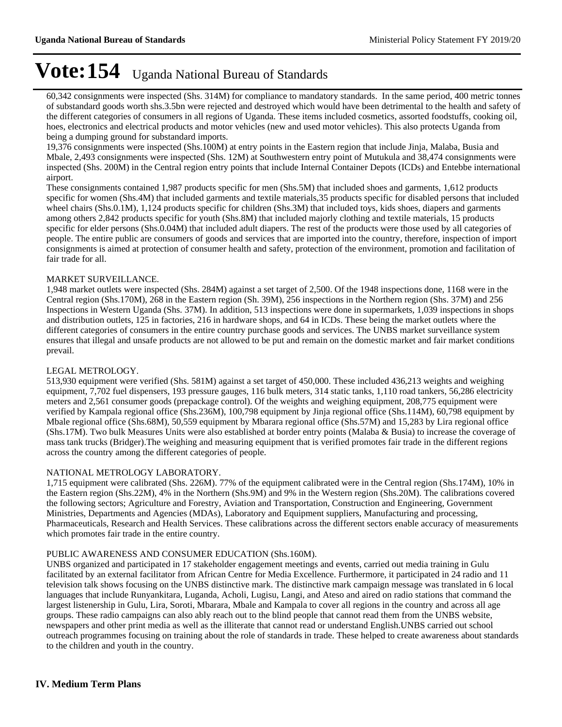# Vote:154 Uganda National Bureau of Standards

60,342 consignments were inspected (Shs. 314M) for compliance to mandatory standards. In the same period, 400 metric tonnes of substandard goods worth shs.3.5bn were rejected and destroyed which would have been detrimental to the health and safety of the different categories of consumers in all regions of Uganda. These items included cosmetics, assorted foodstuffs, cooking oil, hoes, electronics and electrical products and motor vehicles (new and used motor vehicles). This also protects Uganda from being a dumping ground for substandard imports.

19,376 consignments were inspected (Shs.100M) at entry points in the Eastern region that include Jinja, Malaba, Busia and Mbale, 2,493 consignments were inspected (Shs. 12M) at Southwestern entry point of Mutukula and 38,474 consignments were inspected (Shs. 200M) in the Central region entry points that include Internal Container Depots (ICDs) and Entebbe international airport.

These consignments contained 1,987 products specific for men (Shs.5M) that included shoes and garments, 1,612 products specific for women (Shs.4M) that included garments and textile materials,35 products specific for disabled persons that included wheel chairs (Shs.0.1M), 1,124 products specific for children (Shs.3M) that included toys, kids shoes, diapers and garments among others 2,842 products specific for youth (Shs.8M) that included majorly clothing and textile materials, 15 products specific for elder persons (Shs.0.04M) that included adult diapers. The rest of the products were those used by all categories of people. The entire public are consumers of goods and services that are imported into the country, therefore, inspection of import consignments is aimed at protection of consumer health and safety, protection of the environment, promotion and facilitation of fair trade for all.

MARKET SURVEILLANCE.

1,948 market outlets were inspected (Shs. 284M) against a set target of 2,500. Of the 1948 inspections done, 1168 were in the Central region (Shs.170M), 268 in the Eastern region (Sh. 39M), 256 inspections in the Northern region (Shs. 37M) and 256 Inspections in Western Uganda (Shs. 37M). In addition, 513 inspections were done in supermarkets, 1,039 inspections in shops and distribution outlets, 125 in factories, 216 in hardware shops, and 64 in ICDs. These being the market outlets where the different categories of consumers in the entire country purchase goods and services. The UNBS market surveillance system ensures that illegal and unsafe products are not allowed to be put and remain on the domestic market and fair market conditions prevail.

LEGAL METROLOGY.

513,930 equipment were verified (Shs. 581M) against a set target of 450,000. These included 436,213 weights and weighing equipment, 7,702 fuel dispensers, 193 pressure gauges, 116 bulk meters, 314 static tanks, 1,110 road tankers, 56,286 electricity meters and 2,561 consumer goods (prepackage control). Of the weights and weighing equipment, 208,775 equipment were verified by Kampala regional office (Shs.236M), 100,798 equipment by Jinja regional office (Shs.114M), 60,798 equipment by Mbale regional office (Shs.68M), 50,559 equipment by Mbarara regional office (Shs.57M) and 15,283 by Lira regional office (Shs.17M). Two bulk Measures Units were also established at border entry points (Malaba & Busia) to increase the coverage of mass tank trucks (Bridger).The weighing and measuring equipment that is verified promotes fair trade in the different regions across the country among the different categories of people.

NATIONAL METROLOGY LABORATORY.

1,715 equipment were calibrated (Shs. 226M). 77% of the equipment calibrated were in the Central region (Shs.174M), 10% in the Eastern region (Shs.22M), 4% in the Northern (Shs.9M) and 9% in the Western region (Shs.20M). The calibrations covered the following sectors; Agriculture and Forestry, Aviation and Transportation, Construction and Engineering, Government Ministries, Departments and Agencies (MDAs), Laboratory and Equipment suppliers, Manufacturing and processing, Pharmaceuticals, Research and Health Services. These calibrations across the different sectors enable accuracy of measurements which promotes fair trade in the entire country.

PUBLIC AWARENESS AND CONSUMER EDUCATION (Shs.160M).

UNBS organized and participated in 17 stakeholder engagement meetings and events, carried out media training in Gulu facilitated by an external facilitator from African Centre for Media Excellence. Furthermore, it participated in 24 radio and 11 television talk shows focusing on the UNBS distinctive mark. The distinctive mark campaign message was translated in 6 local languages that include Runyankitara, Luganda, Acholi, Lugisu, Langi, and Ateso and aired on radio stations that command the largest listenership in Gulu, Lira, Soroti, Mbarara, Mbale and Kampala to cover all regions in the country and across all age groups. These radio campaigns can also ably reach out to the blind people that cannot read them from the UNBS website, newspapers and other print media as well as the illiterate that cannot read or understand English.UNBS carried out school outreach programmes focusing on training about the role of standards in trade. These helped to create awareness about standards to the children and youth in the country.

## IV. Medium Term Plans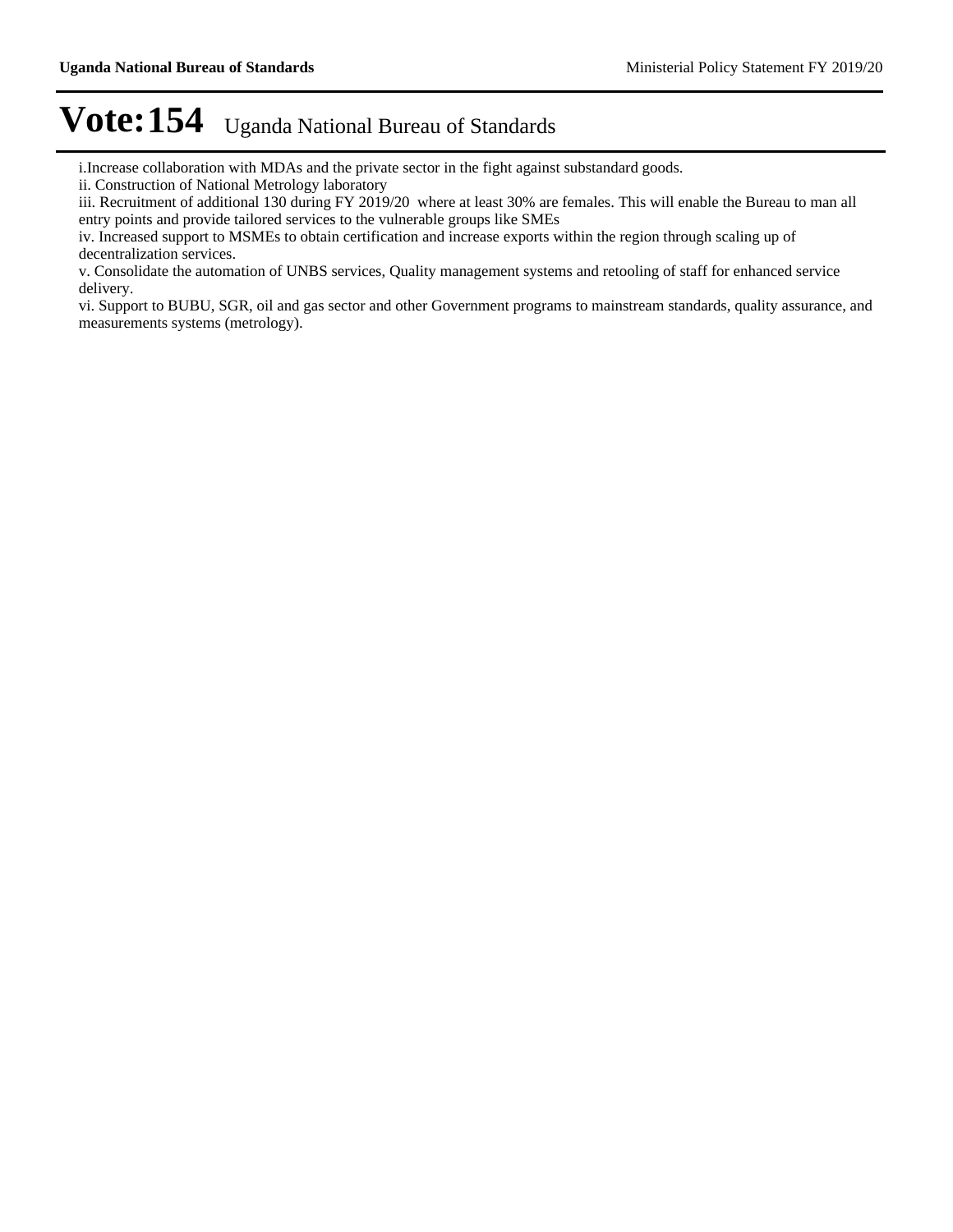# Vote:154 Uganda National Bureau of Standards

i.Increase collaboration with MDAs and the private sector in the fight against substandard goods.
ii. Construction of National Metrology laboratory
iii. Recruitment of additional 130 during FY 2019/20 where at least 30% are females. This will enable the Bureau to man all entry points and provide tailored services to the vulnerable groups like SMEs
iv. Increased support to MSMEs to obtain certification and increase exports within the region through scaling up of decentralization services.
v. Consolidate the automation of UNBS services, Quality management systems and retooling of staff for enhanced service delivery.
vi. Support to BUBU, SGR, oil and gas sector and other Government programs to mainstream standards, quality assurance, and measurements systems (metrology).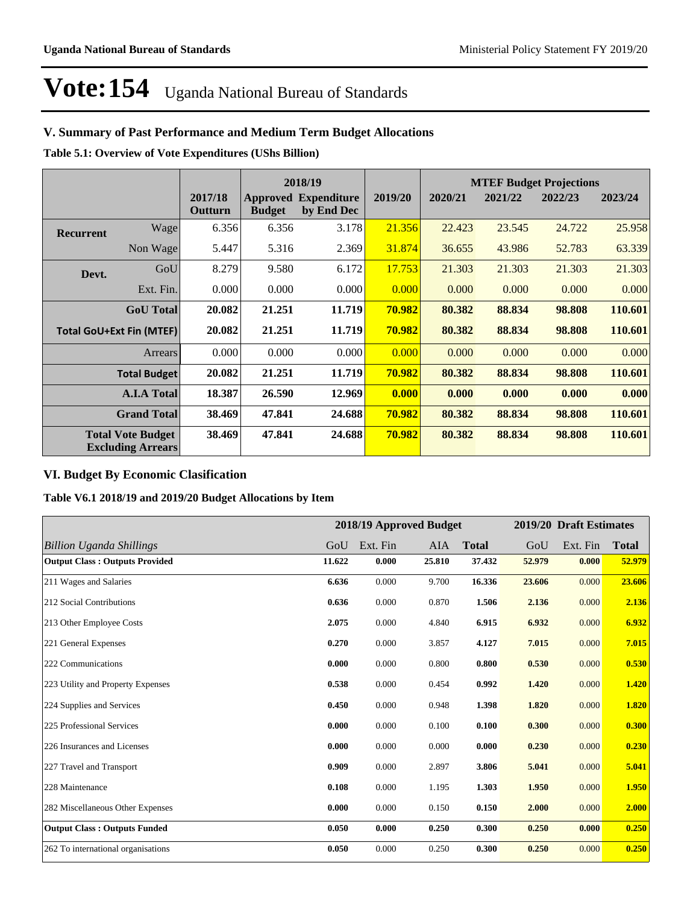# Vote:154 Uganda National Bureau of Standards

## V. Summary of Past Performance and Medium Term Budget Allocations

**Table 5.1: Overview of Vote Expenditures (UShs Billion)**

| | | | 2018/19 | | | MTEF Budget Projections | | | |
|---|---|---|---|---|---|---|---|---|---|
| | | 2017/18 Outturn | Approved Budget | Expenditure by End Dec | 2019/20 | 2020/21 | 2021/22 | 2022/23 | 2023/24 |
| **Recurrent** | Wage | 6.356 | 6.356 | 3.178 | 21.356 | 22.423 | 23.545 | 24.722 | 25.958 |
| | Non Wage | 5.447 | 5.316 | 2.369 | 31.874 | 36.655 | 43.986 | 52.783 | 63.339 |
| **Devt.** | GoU | 8.279 | 9.580 | 6.172 | 17.753 | 21.303 | 21.303 | 21.303 | 21.303 |
| | Ext. Fin. | 0.000 | 0.000 | 0.000 | 0.000 | 0.000 | 0.000 | 0.000 | 0.000 |
| | **GoU Total** | **20.082** | **21.251** | **11.719** | **70.982** | **80.382** | **88.834** | **98.808** | **110.601** |
| **Total GoU+Ext Fin (MTEF)** | | **20.082** | **21.251** | **11.719** | **70.982** | **80.382** | **88.834** | **98.808** | **110.601** |
| | Arrears | 0.000 | 0.000 | 0.000 | 0.000 | 0.000 | 0.000 | 0.000 | 0.000 |
| | **Total Budget** | **20.082** | **21.251** | **11.719** | **70.982** | **80.382** | **88.834** | **98.808** | **110.601** |
| | **A.I.A Total** | **18.387** | **26.590** | **12.969** | **0.000** | **0.000** | **0.000** | **0.000** | **0.000** |
| | **Grand Total** | **38.469** | **47.841** | **24.688** | **70.982** | **80.382** | **88.834** | **98.808** | **110.601** |
| | **Total Vote Budget Excluding Arrears** | **38.469** | **47.841** | **24.688** | **70.982** | **80.382** | **88.834** | **98.808** | **110.601** |

## VI. Budget By Economic Clasification

**Table V6.1 2018/19 and 2019/20 Budget Allocations by Item**

| | 2018/19 Approved Budget | | | | 2019/20 Draft Estimates | | |
|---|---|---|---|---|---|---|---|
| *Billion Uganda Shillings* | GoU | Ext. Fin | AIA | **Total** | GoU | Ext. Fin | **Total** |
| **Output Class : Outputs Provided** | **11.622** | **0.000** | **25.810** | **37.432** | **52.979** | **0.000** | **52.979** |
| 211 Wages and Salaries | **6.636** | 0.000 | 9.700 | **16.336** | **23.606** | 0.000 | **23.606** |
| 212 Social Contributions | **0.636** | 0.000 | 0.870 | **1.506** | **2.136** | 0.000 | **2.136** |
| 213 Other Employee Costs | **2.075** | 0.000 | 4.840 | **6.915** | **6.932** | 0.000 | **6.932** |
| 221 General Expenses | **0.270** | 0.000 | 3.857 | **4.127** | **7.015** | 0.000 | **7.015** |
| 222 Communications | **0.000** | 0.000 | 0.800 | **0.800** | **0.530** | 0.000 | **0.530** |
| 223 Utility and Property Expenses | **0.538** | 0.000 | 0.454 | **0.992** | **1.420** | 0.000 | **1.420** |
| 224 Supplies and Services | **0.450** | 0.000 | 0.948 | **1.398** | **1.820** | 0.000 | **1.820** |
| 225 Professional Services | **0.000** | 0.000 | 0.100 | **0.100** | **0.300** | 0.000 | **0.300** |
| 226 Insurances and Licenses | **0.000** | 0.000 | 0.000 | **0.000** | **0.230** | 0.000 | **0.230** |
| 227 Travel and Transport | **0.909** | 0.000 | 2.897 | **3.806** | **5.041** | 0.000 | **5.041** |
| 228 Maintenance | **0.108** | 0.000 | 1.195 | **1.303** | **1.950** | 0.000 | **1.950** |
| 282 Miscellaneous Other Expenses | **0.000** | 0.000 | 0.150 | **0.150** | **2.000** | 0.000 | **2.000** |
| **Output Class : Outputs Funded** | **0.050** | **0.000** | **0.250** | **0.300** | **0.250** | **0.000** | **0.250** |
| 262 To international organisations | **0.050** | 0.000 | 0.250 | **0.300** | **0.250** | 0.000 | **0.250** |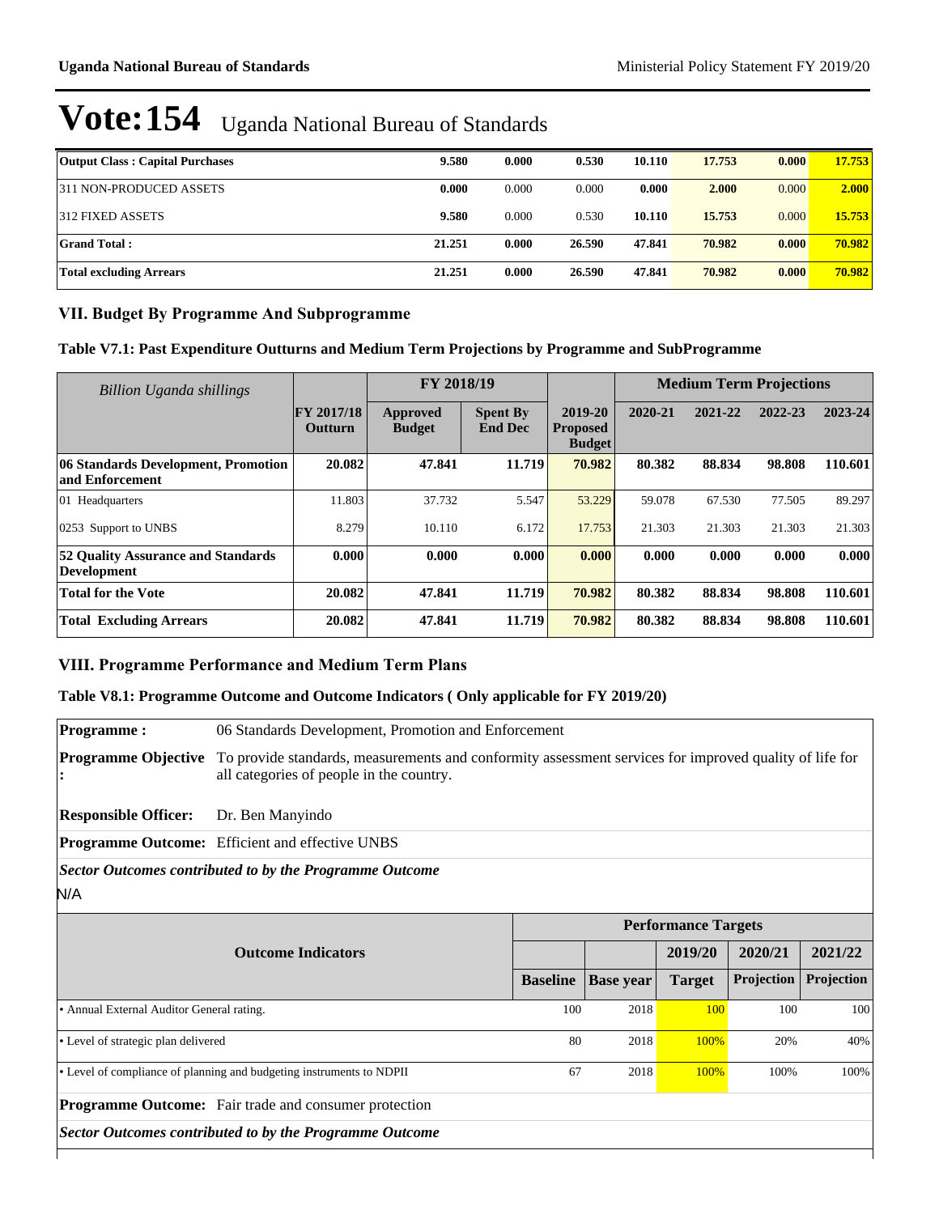# Vote:154 Uganda National Bureau of Standards

| | | | | | | | |
|---|---|---|---|---|---|---|---|
| **Output Class : Capital Purchases** | **9.580** | **0.000** | **0.530** | **10.110** | **17.753** | **0.000** | **17.753** |
| 311 NON-PRODUCED ASSETS | **0.000** | 0.000 | 0.000 | **0.000** | **2.000** | 0.000 | **2.000** |
| 312 FIXED ASSETS | **9.580** | 0.000 | 0.530 | **10.110** | **15.753** | 0.000 | **15.753** |
| **Grand Total :** | **21.251** | **0.000** | **26.590** | **47.841** | **70.982** | **0.000** | **70.982** |
| **Total excluding Arrears** | **21.251** | **0.000** | **26.590** | **47.841** | **70.982** | **0.000** | **70.982** |

## VII. Budget By Programme And Subprogramme

### Table V7.1: Past Expenditure Outturns and Medium Term Projections by Programme and SubProgramme

| *Billion Uganda shillings* | | FY 2018/19 | | | Medium Term Projections | | | |
|---|---|---|---|---|---|---|---|---|
| | **FY 2017/18 Outturn** | **Approved Budget** | **Spent By End Dec** | **2019-20 Proposed Budget** | **2020-21** | **2021-22** | **2022-23** | **2023-24** |
| **06 Standards Development, Promotion and Enforcement** | **20.082** | **47.841** | **11.719** | **70.982** | **80.382** | **88.834** | **98.808** | **110.601** |
| 01 Headquarters | 11.803 | 37.732 | 5.547 | 53.229 | 59.078 | 67.530 | 77.505 | 89.297 |
| 0253 Support to UNBS | 8.279 | 10.110 | 6.172 | 17.753 | 21.303 | 21.303 | 21.303 | 21.303 |
| **52 Quality Assurance and Standards Development** | **0.000** | **0.000** | **0.000** | **0.000** | **0.000** | **0.000** | **0.000** | **0.000** |
| **Total for the Vote** | **20.082** | **47.841** | **11.719** | **70.982** | **80.382** | **88.834** | **98.808** | **110.601** |
| **Total Excluding Arrears** | **20.082** | **47.841** | **11.719** | **70.982** | **80.382** | **88.834** | **98.808** | **110.601** |

## VIII. Programme Performance and Medium Term Plans

### Table V8.1: Programme Outcome and Outcome Indicators ( Only applicable for FY 2019/20)

**Programme :** 06 Standards Development, Promotion and Enforcement

**Programme Objective :** To provide standards, measurements and conformity assessment services for improved quality of life for all categories of people in the country.

**Responsible Officer:** Dr. Ben Manyindo

**Programme Outcome:** Efficient and effective UNBS

***Sector Outcomes contributed to by the Programme Outcome***

N/A

| Outcome Indicators | Performance Targets | | | | |
|---|---|---|---|---|---|
| | | | 2019/20 | 2020/21 | 2021/22 |
| | **Baseline** | **Base year** | **Target** | **Projection** | **Projection** |
| • Annual External Auditor General rating. | 100 | 2018 | 100 | 100 | 100 |
| • Level of strategic plan delivered | 80 | 2018 | 100% | 20% | 40% |
| • Level of compliance of planning and budgeting instruments to NDPII | 67 | 2018 | 100% | 100% | 100% |

**Programme Outcome:** Fair trade and consumer protection

***Sector Outcomes contributed to by the Programme Outcome***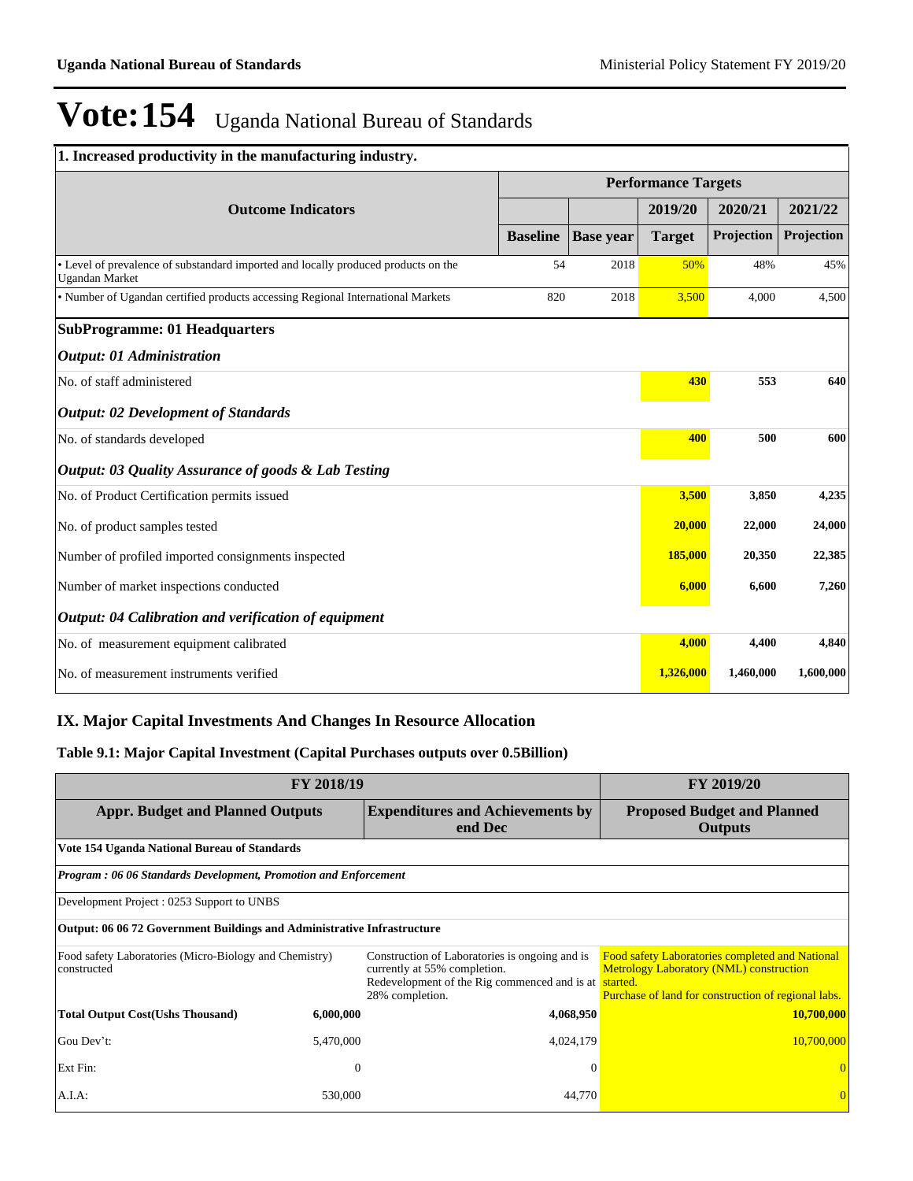# Vote:154 Uganda National Bureau of Standards

| 1. Increased productivity in the manufacturing industry. | | | | | |
|---|---|---|---|---|---|
| **Outcome Indicators** | **Performance Targets** | | | | |
| | | | **2019/20** | **2020/21** | **2021/22** |
| | **Baseline** | **Base year** | **Target** | **Projection** | **Projection** |
| • Level of prevalence of substandard imported and locally produced products on the Ugandan Market | 54 | 2018 | 50% | 48% | 45% |
| • Number of Ugandan certified products accessing Regional International Markets | 820 | 2018 | 3,500 | 4,000 | 4,500 |
| **SubProgramme: 01 Headquarters** | | | | | |
| ***Output: 01 Administration*** | | | | | |
| No. of staff administered | | | **430** | **553** | **640** |
| ***Output: 02 Development of Standards*** | | | | | |
| No. of standards developed | | | **400** | **500** | **600** |
| ***Output: 03 Quality Assurance of goods & Lab Testing*** | | | | | |
| No. of Product Certification permits issued | | | **3,500** | **3,850** | **4,235** |
| No. of product samples tested | | | **20,000** | **22,000** | **24,000** |
| Number of profiled imported consignments inspected | | | **185,000** | **20,350** | **22,385** |
| Number of market inspections conducted | | | **6,000** | **6,600** | **7,260** |
| ***Output: 04 Calibration and verification of equipment*** | | | | | |
| No. of measurement equipment calibrated | | | **4,000** | **4,400** | **4,840** |
| No. of measurement instruments verified | | | **1,326,000** | **1,460,000** | **1,600,000** |

## IX. Major Capital Investments And Changes In Resource Allocation

### Table 9.1: Major Capital Investment (Capital Purchases outputs over 0.5Billion)

| FY 2018/19 | | | FY 2019/20 |
|---|---|---|---|
| **Appr. Budget and Planned Outputs** | | **Expenditures and Achievements by end Dec** | **Proposed Budget and Planned Outputs** |
| **Vote 154 Uganda National Bureau of Standards** | | | |
| ***Program : 06 06 Standards Development, Promotion and Enforcement*** | | | |
| Development Project : 0253 Support to UNBS | | | |
| **Output: 06 06 72 Government Buildings and Administrative Infrastructure** | | | |
| Food safety Laboratories (Micro-Biology and Chemistry) constructed | | Construction of Laboratories is ongoing and is currently at 55% completion. Redevelopment of the Rig commenced and is at 28% completion. | Food safety Laboratories completed and National Metrology Laboratory (NML) construction started. Purchase of land for construction of regional labs. |
| **Total Output Cost(Ushs Thousand)** | **6,000,000** | **4,068,950** | **10,700,000** |
| Gou Dev't: | 5,470,000 | 4,024,179 | 10,700,000 |
| Ext Fin: | 0 | 0 | 0 |
| A.I.A: | 530,000 | 44,770 | 0 |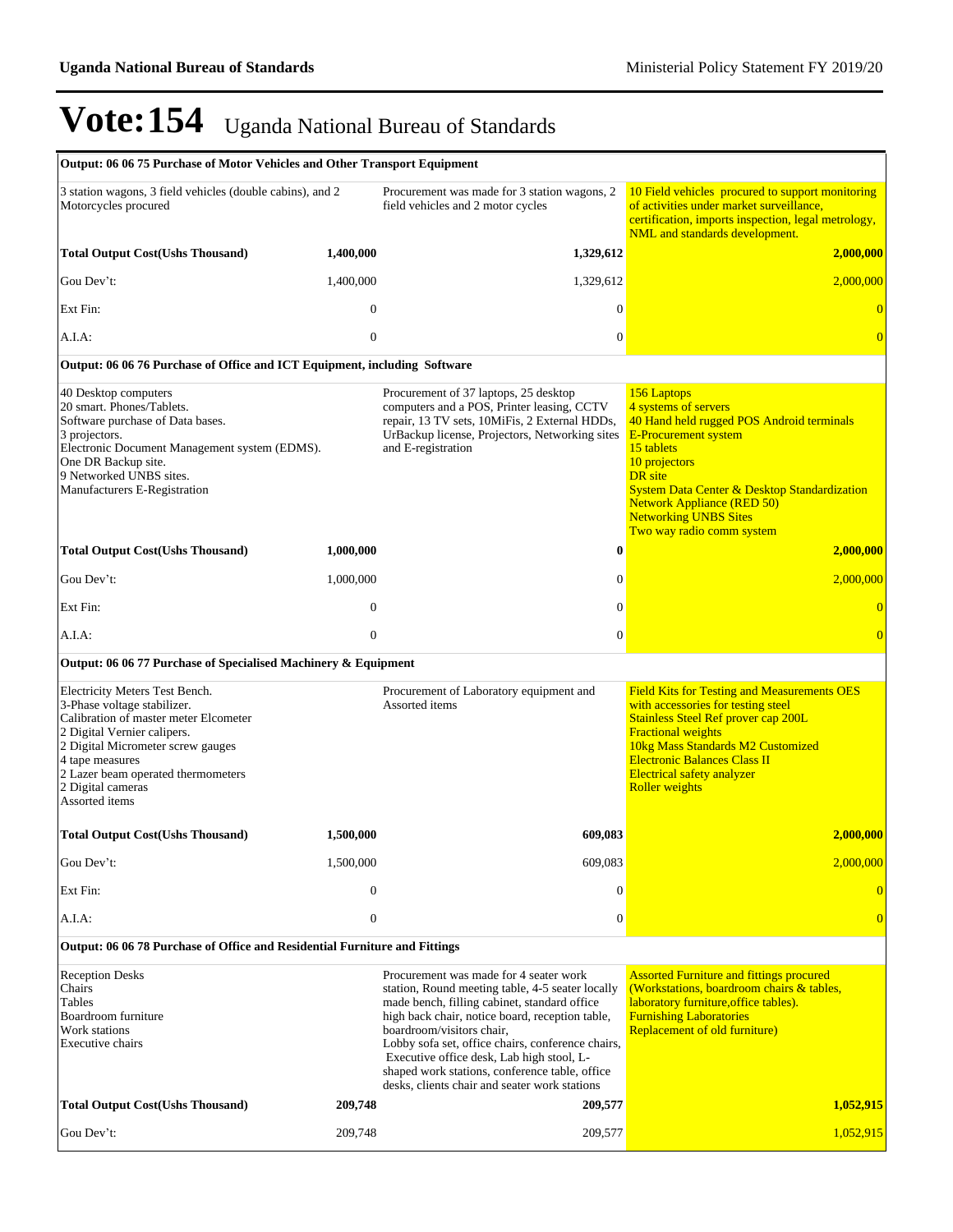# Vote:154 Uganda National Bureau of Standards

| Output: 06 06 75 Purchase of Motor Vehicles and Other Transport Equipment | | | |
|---|---|---|---|
| 3 station wagons, 3 field vehicles (double cabins), and 2 Motorcycles procured | | Procurement was made for 3 station wagons, 2 field vehicles and 2 motor cycles | 10 Field vehicles procured to support monitoring of activities under market surveillance, certification, imports inspection, legal metrology, NML and standards development. |
| **Total Output Cost(Ushs Thousand)** | **1,400,000** | **1,329,612** | **2,000,000** |
| Gou Dev't: | 1,400,000 | 1,329,612 | 2,000,000 |
| Ext Fin: | 0 | 0 | 0 |
| A.I.A: | 0 | 0 | 0 |

| Output: 06 06 76 Purchase of Office and ICT Equipment, including Software | | | |
|---|---|---|---|
| 40 Desktop computers<br>20 smart. Phones/Tablets.<br>Software purchase of Data bases.<br>3 projectors.<br>Electronic Document Management system (EDMS).<br>One DR Backup site.<br>9 Networked UNBS sites.<br>Manufacturers E-Registration | | Procurement of 37 laptops, 25 desktop computers and a POS, Printer leasing, CCTV repair, 13 TV sets, 10MiFis, 2 External HDDs, UrBackup license, Projectors, Networking sites and E-registration | 156 Laptops<br>4 systems of servers<br>40 Hand held rugged POS Android terminals<br>E-Procurement system<br>15 tablets<br>10 projectors<br>DR site<br>System Data Center & Desktop Standardization<br>Network Appliance (RED 50)<br>Networking UNBS Sites<br>Two way radio comm system |
| **Total Output Cost(Ushs Thousand)** | **1,000,000** | **0** | **2,000,000** |
| Gou Dev't: | 1,000,000 | 0 | 2,000,000 |
| Ext Fin: | 0 | 0 | 0 |
| A.I.A: | 0 | 0 | 0 |

| Output: 06 06 77 Purchase of Specialised Machinery & Equipment | | | |
|---|---|---|---|
| Electricity Meters Test Bench.<br>3-Phase voltage stabilizer.<br>Calibration of master meter Elcometer<br>2 Digital Vernier calipers.<br>2 Digital Micrometer screw gauges<br>4 tape measures<br>2 Lazer beam operated thermometers<br>2 Digital cameras<br>Assorted items | | Procurement of Laboratory equipment and Assorted items | Field Kits for Testing and Measurements OES with accessories for testing steel<br>Stainless Steel Ref prover cap 200L<br>Fractional weights<br>10kg Mass Standards M2 Customized<br>Electronic Balances Class II<br>Electrical safety analyzer<br>Roller weights |
| **Total Output Cost(Ushs Thousand)** | **1,500,000** | **609,083** | **2,000,000** |
| Gou Dev't: | 1,500,000 | 609,083 | 2,000,000 |
| Ext Fin: | 0 | 0 | 0 |
| A.I.A: | 0 | 0 | 0 |

| Output: 06 06 78 Purchase of Office and Residential Furniture and Fittings | | | |
|---|---|---|---|
| Reception Desks<br>Chairs<br>Tables<br>Boardroom furniture<br>Work stations<br>Executive chairs | | Procurement was made for 4 seater work station, Round meeting table, 4-5 seater locally made bench, filling cabinet, standard office high back chair, notice board, reception table, boardroom/visitors chair,<br>Lobby sofa set, office chairs, conference chairs, Executive office desk, Lab high stool, L-shaped work stations, conference table, office desks, clients chair and seater work stations | Assorted Furniture and fittings procured (Workstations, boardroom chairs & tables, laboratory furniture,office tables).<br>Furnishing Laboratories<br>Replacement of old furniture) |
| **Total Output Cost(Ushs Thousand)** | **209,748** | **209,577** | **1,052,915** |
| Gou Dev't: | 209,748 | 209,577 | 1,052,915 |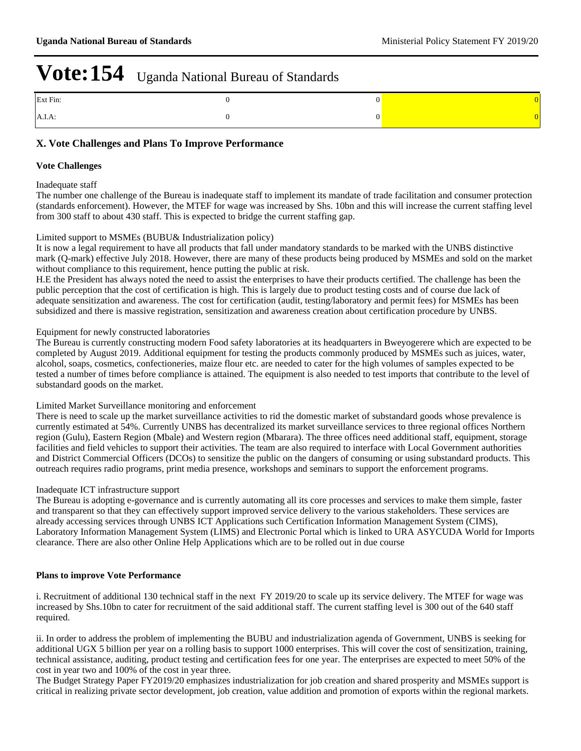# Vote:154 Uganda National Bureau of Standards

| | | | |
|---|---|---|---|
| Ext Fin: | 0 | 0 | 0 |
| A.I.A: | 0 | 0 | 0 |

## X. Vote Challenges and Plans To Improve Performance

### Vote Challenges

Inadequate staff

The number one challenge of the Bureau is inadequate staff to implement its mandate of trade facilitation and consumer protection (standards enforcement). However, the MTEF for wage was increased by Shs. 10bn and this will increase the current staffing level from 300 staff to about 430 staff. This is expected to bridge the current staffing gap.

Limited support to MSMEs (BUBU& Industrialization policy)

It is now a legal requirement to have all products that fall under mandatory standards to be marked with the UNBS distinctive mark (Q-mark) effective July 2018. However, there are many of these products being produced by MSMEs and sold on the market without compliance to this requirement, hence putting the public at risk.

H.E the President has always noted the need to assist the enterprises to have their products certified. The challenge has been the public perception that the cost of certification is high. This is largely due to product testing costs and of course due lack of adequate sensitization and awareness. The cost for certification (audit, testing/laboratory and permit fees) for MSMEs has been subsidized and there is massive registration, sensitization and awareness creation about certification procedure by UNBS.

Equipment for newly constructed laboratories

The Bureau is currently constructing modern Food safety laboratories at its headquarters in Bweyogerere which are expected to be completed by August 2019. Additional equipment for testing the products commonly produced by MSMEs such as juices, water, alcohol, soaps, cosmetics, confectioneries, maize flour etc. are needed to cater for the high volumes of samples expected to be tested a number of times before compliance is attained. The equipment is also needed to test imports that contribute to the level of substandard goods on the market.

Limited Market Surveillance monitoring and enforcement

There is need to scale up the market surveillance activities to rid the domestic market of substandard goods whose prevalence is currently estimated at 54%. Currently UNBS has decentralized its market surveillance services to three regional offices Northern region (Gulu), Eastern Region (Mbale) and Western region (Mbarara). The three offices need additional staff, equipment, storage facilities and field vehicles to support their activities. The team are also required to interface with Local Government authorities and District Commercial Officers (DCOs) to sensitize the public on the dangers of consuming or using substandard products. This outreach requires radio programs, print media presence, workshops and seminars to support the enforcement programs.

Inadequate ICT infrastructure support

The Bureau is adopting e-governance and is currently automating all its core processes and services to make them simple, faster and transparent so that they can effectively support improved service delivery to the various stakeholders. These services are already accessing services through UNBS ICT Applications such Certification Information Management System (CIMS), Laboratory Information Management System (LIMS) and Electronic Portal which is linked to URA ASYCUDA World for Imports clearance. There are also other Online Help Applications which are to be rolled out in due course

### Plans to improve Vote Performance

i. Recruitment of additional 130 technical staff in the next FY 2019/20 to scale up its service delivery. The MTEF for wage was increased by Shs.10bn to cater for recruitment of the said additional staff. The current staffing level is 300 out of the 640 staff required.

ii. In order to address the problem of implementing the BUBU and industrialization agenda of Government, UNBS is seeking for additional UGX 5 billion per year on a rolling basis to support 1000 enterprises. This will cover the cost of sensitization, training, technical assistance, auditing, product testing and certification fees for one year. The enterprises are expected to meet 50% of the cost in year two and 100% of the cost in year three.

The Budget Strategy Paper FY2019/20 emphasizes industrialization for job creation and shared prosperity and MSMEs support is critical in realizing private sector development, job creation, value addition and promotion of exports within the regional markets.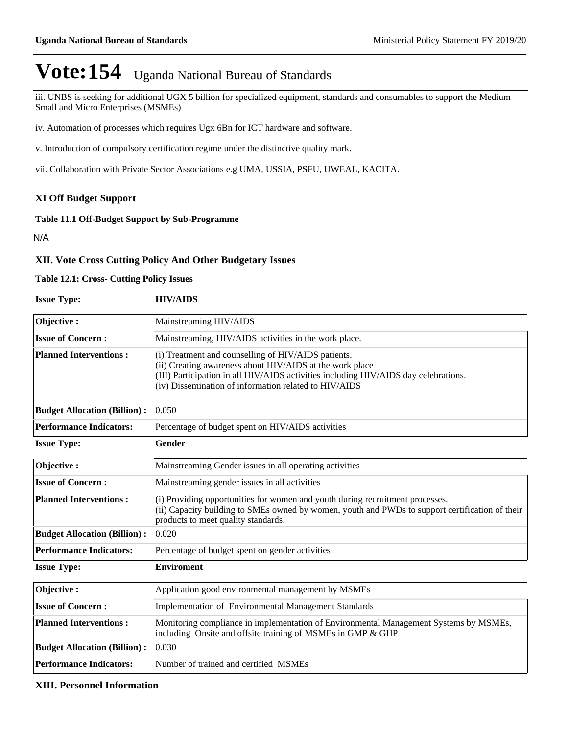# Vote:154 Uganda National Bureau of Standards

iii. UNBS is seeking for additional UGX 5 billion for specialized equipment, standards and consumables to support the Medium Small and Micro Enterprises (MSMEs)

iv. Automation of processes which requires Ugx 6Bn for ICT hardware and software.

v. Introduction of compulsory certification regime under the distinctive quality mark.

vii. Collaboration with Private Sector Associations e.g UMA, USSIA, PSFU, UWEAL, KACITA.

## XI Off Budget Support

**Table 11.1 Off-Budget Support by Sub-Programme**

N/A

## XII. Vote Cross Cutting Policy And Other Budgetary Issues

**Table 12.1: Cross- Cutting Policy Issues**

**Issue Type:** **HIV/AIDS**

| | |
|---|---|
| **Objective :** | Mainstreaming HIV/AIDS |
| **Issue of Concern :** | Mainstreaming, HIV/AIDS activities in the work place. |
| **Planned Interventions :** | (i) Treatment and counselling of HIV/AIDS patients.<br>(ii) Creating awareness about HIV/AIDS at the work place<br>(III) Participation in all HIV/AIDS activities including HIV/AIDS day celebrations.<br>(iv) Dissemination of information related to HIV/AIDS |
| **Budget Allocation (Billion) :** | 0.050 |
| **Performance Indicators:** | Percentage of budget spent on HIV/AIDS activities |

**Issue Type:** **Gender**

| | |
|---|---|
| **Objective :** | Mainstreaming Gender issues in all operating activities |
| **Issue of Concern :** | Mainstreaming gender issues in all activities |
| **Planned Interventions :** | (i) Providing opportunities for women and youth during recruitment processes.<br>(ii) Capacity building to SMEs owned by women, youth and PWDs to support certification of their products to meet quality standards. |
| **Budget Allocation (Billion) :** | 0.020 |
| **Performance Indicators:** | Percentage of budget spent on gender activities |

**Issue Type:** **Enviroment**

| | |
|---|---|
| **Objective :** | Application good environmental management by MSMEs |
| **Issue of Concern :** | Implementation of Environmental Management Standards |
| **Planned Interventions :** | Monitoring compliance in implementation of Environmental Management Systems by MSMEs, including Onsite and offsite training of MSMEs in GMP & GHP |
| **Budget Allocation (Billion) :** | 0.030 |
| **Performance Indicators:** | Number of trained and certified MSMEs |

## XIII. Personnel Information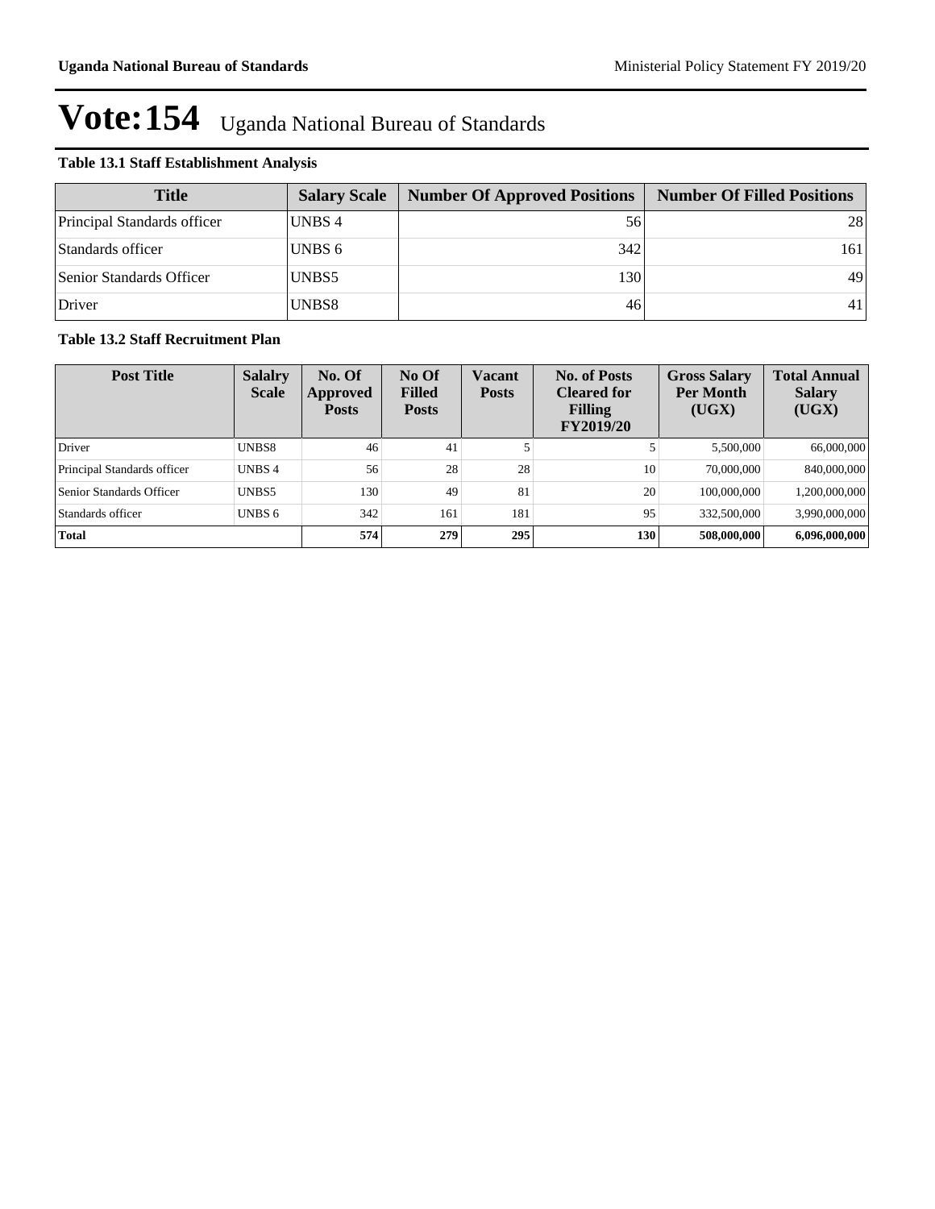# Vote:154 Uganda National Bureau of Standards

### Table 13.1 Staff Establishment Analysis

| Title | Salary Scale | Number Of Approved Positions | Number Of Filled Positions |
|---|---|---|---|
| Principal Standards officer | UNBS 4 | 56 | 28 |
| Standards officer | UNBS 6 | 342 | 161 |
| Senior Standards Officer | UNBS5 | 130 | 49 |
| Driver | UNBS8 | 46 | 41 |

### Table 13.2 Staff Recruitment Plan

| Post Title | Salalry Scale | No. Of Approved Posts | No Of Filled Posts | Vacant Posts | No. of Posts Cleared for Filling FY2019/20 | Gross Salary Per Month (UGX) | Total Annual Salary (UGX) |
|---|---|---|---|---|---|---|---|
| Driver | UNBS8 | 46 | 41 | 5 | 5 | 5,500,000 | 66,000,000 |
| Principal Standards officer | UNBS 4 | 56 | 28 | 28 | 10 | 70,000,000 | 840,000,000 |
| Senior Standards Officer | UNBS5 | 130 | 49 | 81 | 20 | 100,000,000 | 1,200,000,000 |
| Standards officer | UNBS 6 | 342 | 161 | 181 | 95 | 332,500,000 | 3,990,000,000 |
| **Total** | | **574** | **279** | **295** | **130** | **508,000,000** | **6,096,000,000** |